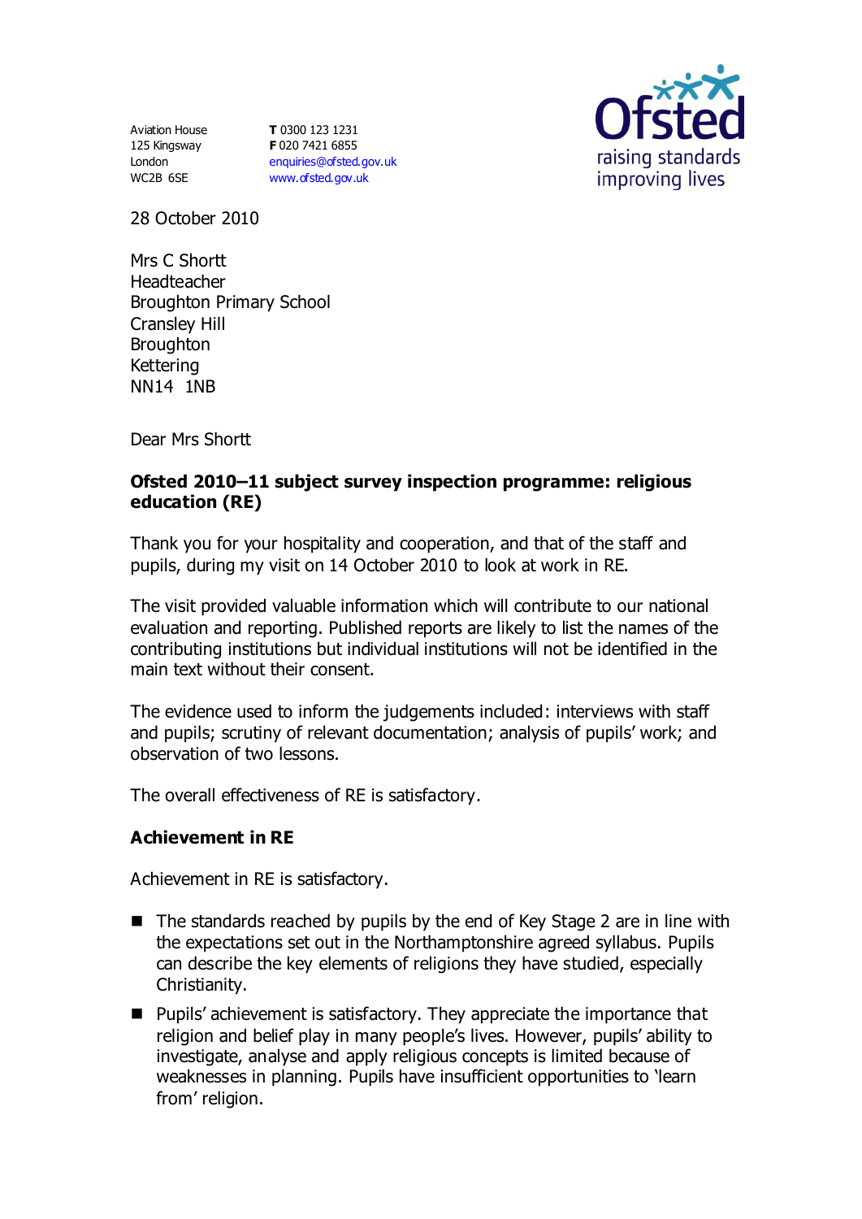Aviation House
125 Kingsway
London
WC2B 6SE

**T** 0300 123 1231
**F** 020 7421 6855
enquiries@ofsted.gov.uk
www.ofsted.gov.uk

Ofsted
raising standards
improving lives

28 October 2010

Mrs C Shortt
Headteacher
Broughton Primary School
Cransley Hill
Broughton
Kettering
NN14 1NB

Dear Mrs Shortt

**Ofsted 2010–11 subject survey inspection programme: religious education (RE)**

Thank you for your hospitality and cooperation, and that of the staff and pupils, during my visit on 14 October 2010 to look at work in RE.

The visit provided valuable information which will contribute to our national evaluation and reporting. Published reports are likely to list the names of the contributing institutions but individual institutions will not be identified in the main text without their consent.

The evidence used to inform the judgements included: interviews with staff and pupils; scrutiny of relevant documentation; analysis of pupils' work; and observation of two lessons.

The overall effectiveness of RE is satisfactory.

**Achievement in RE**

Achievement in RE is satisfactory.

- The standards reached by pupils by the end of Key Stage 2 are in line with the expectations set out in the Northamptonshire agreed syllabus. Pupils can describe the key elements of religions they have studied, especially Christianity.
- Pupils' achievement is satisfactory. They appreciate the importance that religion and belief play in many people's lives. However, pupils' ability to investigate, analyse and apply religious concepts is limited because of weaknesses in planning. Pupils have insufficient opportunities to 'learn from' religion.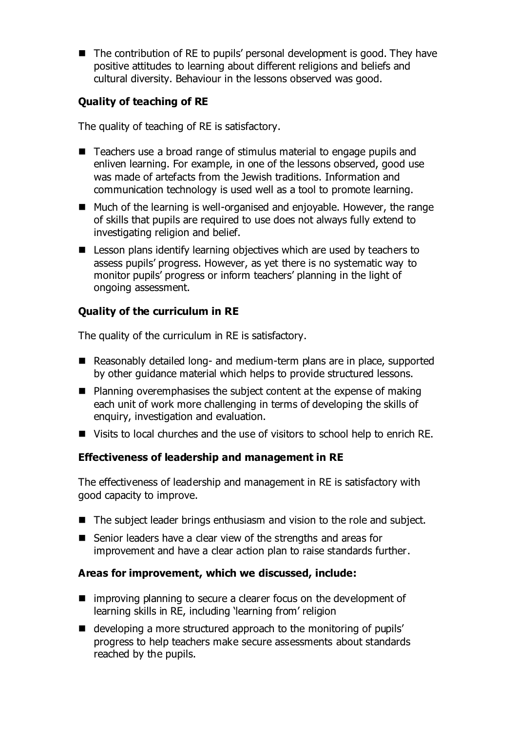- The contribution of RE to pupils' personal development is good. They have positive attitudes to learning about different religions and beliefs and cultural diversity. Behaviour in the lessons observed was good.

### Quality of teaching of RE

The quality of teaching of RE is satisfactory.

- Teachers use a broad range of stimulus material to engage pupils and enliven learning. For example, in one of the lessons observed, good use was made of artefacts from the Jewish traditions. Information and communication technology is used well as a tool to promote learning.
- Much of the learning is well-organised and enjoyable. However, the range of skills that pupils are required to use does not always fully extend to investigating religion and belief.
- Lesson plans identify learning objectives which are used by teachers to assess pupils' progress. However, as yet there is no systematic way to monitor pupils' progress or inform teachers' planning in the light of ongoing assessment.

### Quality of the curriculum in RE

The quality of the curriculum in RE is satisfactory.

- Reasonably detailed long- and medium-term plans are in place, supported by other guidance material which helps to provide structured lessons.
- Planning overemphasises the subject content at the expense of making each unit of work more challenging in terms of developing the skills of enquiry, investigation and evaluation.
- Visits to local churches and the use of visitors to school help to enrich RE.

### Effectiveness of leadership and management in RE

The effectiveness of leadership and management in RE is satisfactory with good capacity to improve.

- The subject leader brings enthusiasm and vision to the role and subject.
- Senior leaders have a clear view of the strengths and areas for improvement and have a clear action plan to raise standards further.

### Areas for improvement, which we discussed, include:

- improving planning to secure a clearer focus on the development of learning skills in RE, including 'learning from' religion
- developing a more structured approach to the monitoring of pupils' progress to help teachers make secure assessments about standards reached by the pupils.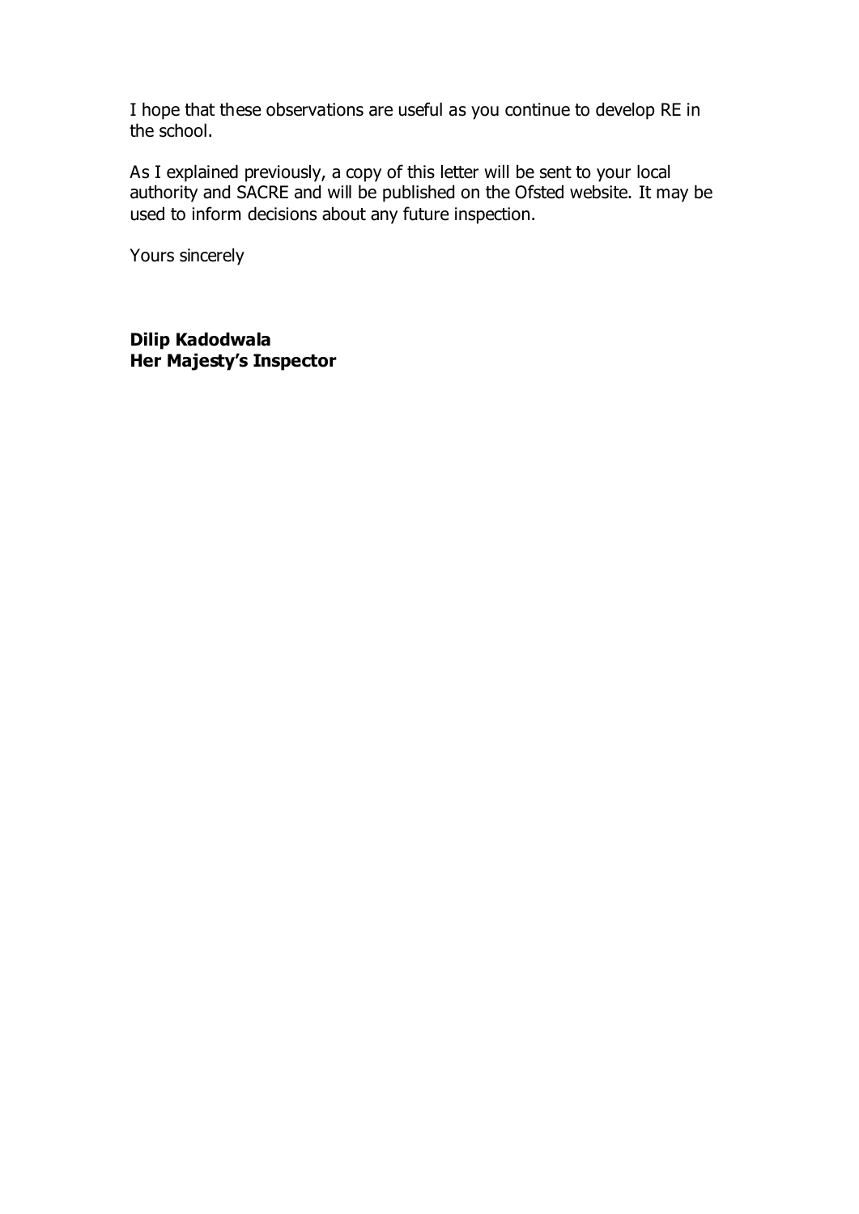I hope that these observations are useful as you continue to develop RE in the school.

As I explained previously, a copy of this letter will be sent to your local authority and SACRE and will be published on the Ofsted website. It may be used to inform decisions about any future inspection.

Yours sincerely

**Dilip Kadodwala**
**Her Majesty's Inspector**